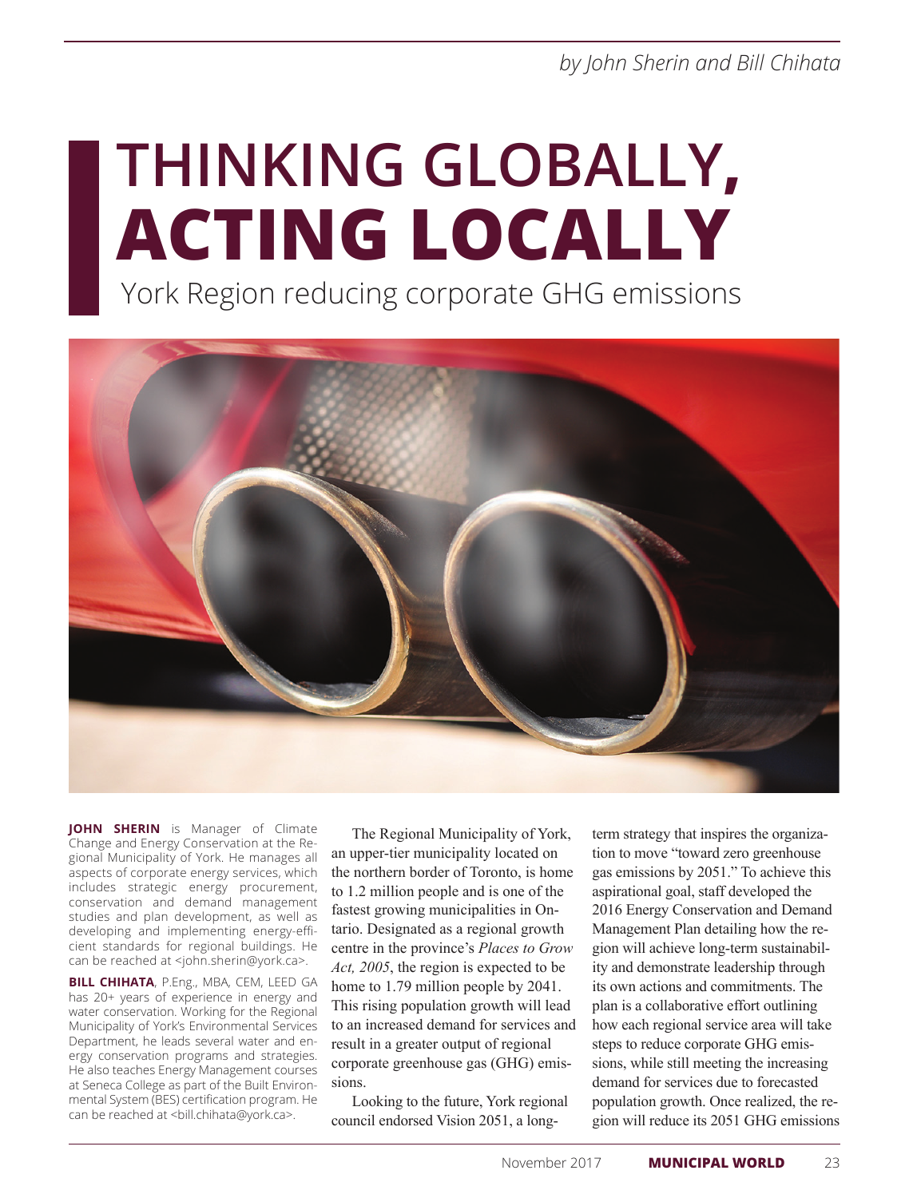*by John Sherin and Bill Chihata*

# THINKING GLOBALLY, ACTING LOCALLY

## York Region reducing corporate GHG emissions

**JOHN SHERIN** is Manager of Climate Change and Energy Conservation at the Regional Municipality of York. He manages all aspects of corporate energy services, which includes strategic energy procurement, conservation and demand management studies and plan development, as well as developing and implementing energy-efficient standards for regional buildings. He can be reached at <john.sherin@york.ca>.

**BILL CHIHATA**, P.Eng., MBA, CEM, LEED GA has 20+ years of experience in energy and water conservation. Working for the Regional Municipality of York's Environmental Services Department, he leads several water and energy conservation programs and strategies. He also teaches Energy Management courses at Seneca College as part of the Built Environmental System (BES) certification program. He can be reached at <bill.chihata@york.ca>.

The Regional Municipality of York, an upper-tier municipality located on the northern border of Toronto, is home to 1.2 million people and is one of the fastest growing municipalities in Ontario. Designated as a regional growth centre in the province's *Places to Grow Act, 2005*, the region is expected to be home to 1.79 million people by 2041. This rising population growth will lead to an increased demand for services and result in a greater output of regional corporate greenhouse gas (GHG) emissions.

Looking to the future, York regional council endorsed Vision 2051, a long-term strategy that inspires the organization to move "toward zero greenhouse gas emissions by 2051." To achieve this aspirational goal, staff developed the 2016 Energy Conservation and Demand Management Plan detailing how the region will achieve long-term sustainability and demonstrate leadership through its own actions and commitments. The plan is a collaborative effort outlining how each regional service area will take steps to reduce corporate GHG emissions, while still meeting the increasing demand for services due to forecasted population growth. Once realized, the region will reduce its 2051 GHG emissions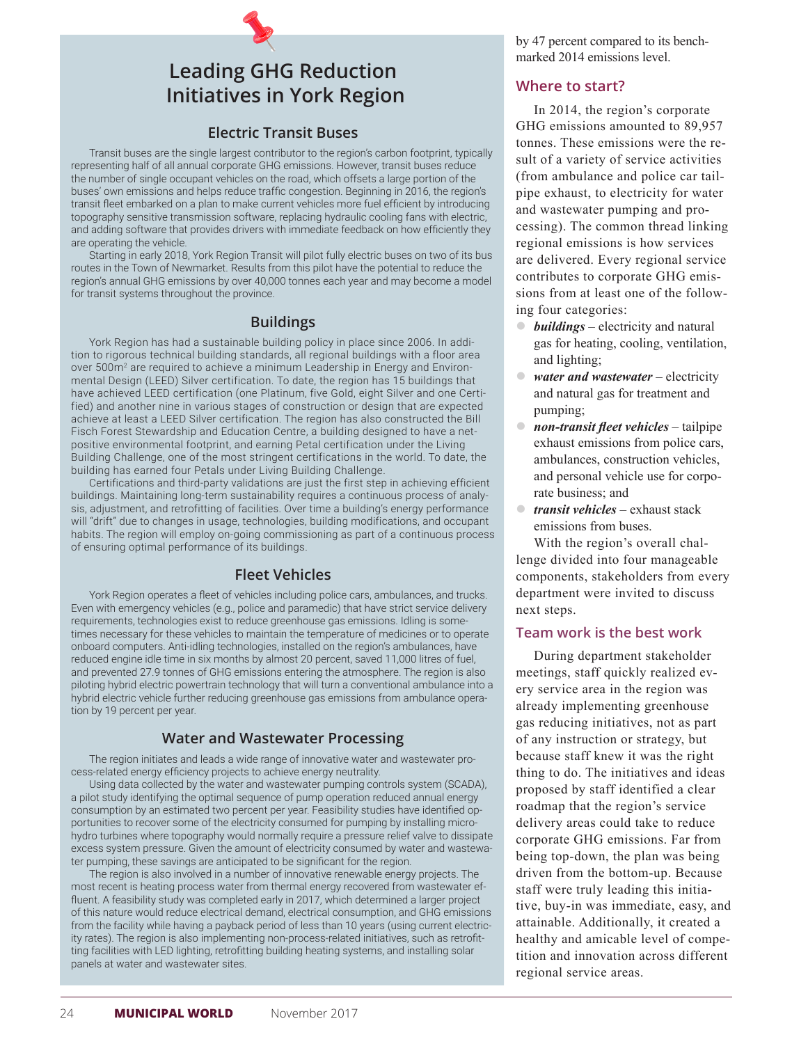## Leading GHG Reduction Initiatives in York Region

### Electric Transit Buses

Transit buses are the single largest contributor to the region's carbon footprint, typically representing half of all annual corporate GHG emissions. However, transit buses reduce the number of single occupant vehicles on the road, which offsets a large portion of the buses' own emissions and helps reduce traffic congestion. Beginning in 2016, the region's transit fleet embarked on a plan to make current vehicles more fuel efficient by introducing topography sensitive transmission software, replacing hydraulic cooling fans with electric, and adding software that provides drivers with immediate feedback on how efficiently they are operating the vehicle.

Starting in early 2018, York Region Transit will pilot fully electric buses on two of its bus routes in the Town of Newmarket. Results from this pilot have the potential to reduce the region's annual GHG emissions by over 40,000 tonnes each year and may become a model for transit systems throughout the province.

### Buildings

York Region has had a sustainable building policy in place since 2006. In addition to rigorous technical building standards, all regional buildings with a floor area over 500m$^2$ are required to achieve a minimum Leadership in Energy and Environmental Design (LEED) Silver certification. To date, the region has 15 buildings that have achieved LEED certification (one Platinum, five Gold, eight Silver and one Certified) and another nine in various stages of construction or design that are expected achieve at least a LEED Silver certification. The region has also constructed the Bill Fisch Forest Stewardship and Education Centre, a building designed to have a net-positive environmental footprint, and earning Petal certification under the Living Building Challenge, one of the most stringent certifications in the world. To date, the building has earned four Petals under Living Building Challenge.

Certifications and third-party validations are just the first step in achieving efficient buildings. Maintaining long-term sustainability requires a continuous process of analysis, adjustment, and retrofitting of facilities. Over time a building's energy performance will "drift" due to changes in usage, technologies, building modifications, and occupant habits. The region will employ on-going commissioning as part of a continuous process of ensuring optimal performance of its buildings.

### Fleet Vehicles

York Region operates a fleet of vehicles including police cars, ambulances, and trucks. Even with emergency vehicles (e.g., police and paramedic) that have strict service delivery requirements, technologies exist to reduce greenhouse gas emissions. Idling is sometimes necessary for these vehicles to maintain the temperature of medicines or to operate onboard computers. Anti-idling technologies, installed on the region's ambulances, have reduced engine idle time in six months by almost 20 percent, saved 11,000 litres of fuel, and prevented 27.9 tonnes of GHG emissions entering the atmosphere. The region is also piloting hybrid electric powertrain technology that will turn a conventional ambulance into a hybrid electric vehicle further reducing greenhouse gas emissions from ambulance operation by 19 percent per year.

### Water and Wastewater Processing

The region initiates and leads a wide range of innovative water and wastewater process-related energy efficiency projects to achieve energy neutrality.

Using data collected by the water and wastewater pumping controls system (SCADA), a pilot study identifying the optimal sequence of pump operation reduced annual energy consumption by an estimated two percent per year. Feasibility studies have identified opportunities to recover some of the electricity consumed for pumping by installing micro-hydro turbines where topography would normally require a pressure relief valve to dissipate excess system pressure. Given the amount of electricity consumed by water and wastewater pumping, these savings are anticipated to be significant for the region.

The region is also involved in a number of innovative renewable energy projects. The most recent is heating process water from thermal energy recovered from wastewater effluent. A feasibility study was completed early in 2017, which determined a larger project of this nature would reduce electrical demand, electrical consumption, and GHG emissions from the facility while having a payback period of less than 10 years (using current electricity rates). The region is also implementing non-process-related initiatives, such as retrofitting facilities with LED lighting, retrofitting building heating systems, and installing solar panels at water and wastewater sites.

---

by 47 percent compared to its benchmarked 2014 emissions level.

## Where to start?

In 2014, the region's corporate GHG emissions amounted to 89,957 tonnes. These emissions were the result of a variety of service activities (from ambulance and police car tailpipe exhaust, to electricity for water and wastewater pumping and processing). The common thread linking regional emissions is how services are delivered. Every regional service contributes to corporate GHG emissions from at least one of the following four categories:

- ***buildings*** – electricity and natural gas for heating, cooling, ventilation, and lighting;
- ***water and wastewater*** – electricity and natural gas for treatment and pumping;
- ***non-transit fleet vehicles*** – tailpipe exhaust emissions from police cars, ambulances, construction vehicles, and personal vehicle use for corporate business; and
- ***transit vehicles*** – exhaust stack emissions from buses.

With the region's overall challenge divided into four manageable components, stakeholders from every department were invited to discuss next steps.

## Team work is the best work

During department stakeholder meetings, staff quickly realized every service area in the region was already implementing greenhouse gas reducing initiatives, not as part of any instruction or strategy, but because staff knew it was the right thing to do. The initiatives and ideas proposed by staff identified a clear roadmap that the region's service delivery areas could take to reduce corporate GHG emissions. Far from being top-down, the plan was being driven from the bottom-up. Because staff were truly leading this initiative, buy-in was immediate, easy, and attainable. Additionally, it created a healthy and amicable level of competition and innovation across different regional service areas.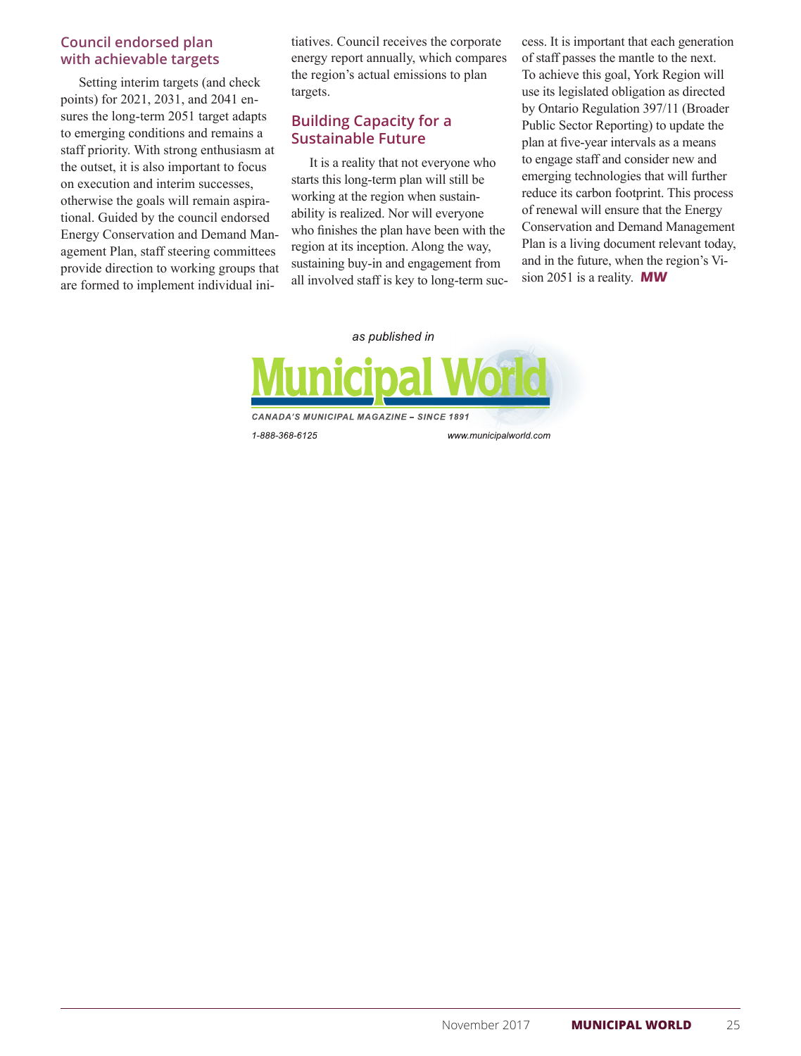### Council endorsed plan with achievable targets

Setting interim targets (and check points) for 2021, 2031, and 2041 ensures the long-term 2051 target adapts to emerging conditions and remains a staff priority. With strong enthusiasm at the outset, it is also important to focus on execution and interim successes, otherwise the goals will remain aspirational. Guided by the council endorsed Energy Conservation and Demand Management Plan, staff steering committees provide direction to working groups that are formed to implement individual initiatives. Council receives the corporate energy report annually, which compares the region's actual emissions to plan targets.

## Building Capacity for a Sustainable Future

It is a reality that not everyone who starts this long-term plan will still be working at the region when sustainability is realized. Nor will everyone who finishes the plan have been with the region at its inception. Along the way, sustaining buy-in and engagement from all involved staff is key to long-term success. It is important that each generation of staff passes the mantle to the next. To achieve this goal, York Region will use its legislated obligation as directed by Ontario Regulation 397/11 (Broader Public Sector Reporting) to update the plan at five-year intervals as a means to engage staff and consider new and emerging technologies that will further reduce its carbon footprint. This process of renewal will ensure that the Energy Conservation and Demand Management Plan is a living document relevant today, and in the future, when the region's Vision 2051 is a reality. **MW**

*as published in*

**Municipal World**

*CANADA'S MUNICIPAL MAGAZINE – SINCE 1891*

*1-888-368-6125* *www.municipalworld.com*